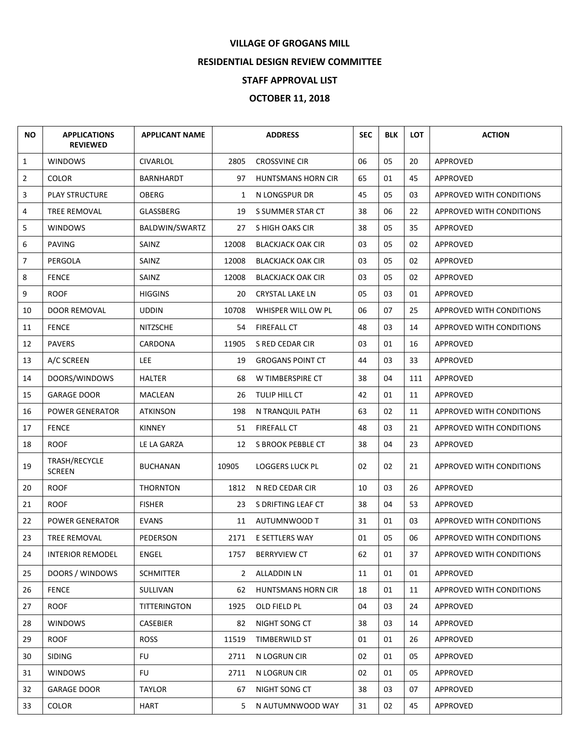# VILLAGE OF GROGANS MILL

## RESIDENTIAL DESIGN REVIEW COMMITTEE

## STAFF APPROVAL LIST

## OCTOBER 11, 2018

| NO | APPLICATIONS REVIEWED | APPLICANT NAME | ADDRESS | | SEC | BLK | LOT | ACTION |
|---|---|---|---|---|---|---|---|---|
| 1 | WINDOWS | CIVARLOL | 2805 | CROSSVINE CIR | 06 | 05 | 20 | APPROVED |
| 2 | COLOR | BARNHARDT | 97 | HUNTSMANS HORN CIR | 65 | 01 | 45 | APPROVED |
| 3 | PLAY STRUCTURE | OBERG | 1 | N LONGSPUR DR | 45 | 05 | 03 | APPROVED WITH CONDITIONS |
| 4 | TREE REMOVAL | GLASSBERG | 19 | S SUMMER STAR CT | 38 | 06 | 22 | APPROVED WITH CONDITIONS |
| 5 | WINDOWS | BALDWIN/SWARTZ | 27 | S HIGH OAKS CIR | 38 | 05 | 35 | APPROVED |
| 6 | PAVING | SAINZ | 12008 | BLACKJACK OAK CIR | 03 | 05 | 02 | APPROVED |
| 7 | PERGOLA | SAINZ | 12008 | BLACKJACK OAK CIR | 03 | 05 | 02 | APPROVED |
| 8 | FENCE | SAINZ | 12008 | BLACKJACK OAK CIR | 03 | 05 | 02 | APPROVED |
| 9 | ROOF | HIGGINS | 20 | CRYSTAL LAKE LN | 05 | 03 | 01 | APPROVED |
| 10 | DOOR REMOVAL | UDDIN | 10708 | WHISPER WILL OW PL | 06 | 07 | 25 | APPROVED WITH CONDITIONS |
| 11 | FENCE | NITZSCHE | 54 | FIREFALL CT | 48 | 03 | 14 | APPROVED WITH CONDITIONS |
| 12 | PAVERS | CARDONA | 11905 | S RED CEDAR CIR | 03 | 01 | 16 | APPROVED |
| 13 | A/C SCREEN | LEE | 19 | GROGANS POINT CT | 44 | 03 | 33 | APPROVED |
| 14 | DOORS/WINDOWS | HALTER | 68 | W TIMBERSPIRE CT | 38 | 04 | 111 | APPROVED |
| 15 | GARAGE DOOR | MACLEAN | 26 | TULIP HILL CT | 42 | 01 | 11 | APPROVED |
| 16 | POWER GENERATOR | ATKINSON | 198 | N TRANQUIL PATH | 63 | 02 | 11 | APPROVED WITH CONDITIONS |
| 17 | FENCE | KINNEY | 51 | FIREFALL CT | 48 | 03 | 21 | APPROVED WITH CONDITIONS |
| 18 | ROOF | LE LA GARZA | 12 | S BROOK PEBBLE CT | 38 | 04 | 23 | APPROVED |
| 19 | TRASH/RECYCLE SCREEN | BUCHANAN | 10905 | LOGGERS LUCK PL | 02 | 02 | 21 | APPROVED WITH CONDITIONS |
| 20 | ROOF | THORNTON | 1812 | N RED CEDAR CIR | 10 | 03 | 26 | APPROVED |
| 21 | ROOF | FISHER | 23 | S DRIFTING LEAF CT | 38 | 04 | 53 | APPROVED |
| 22 | POWER GENERATOR | EVANS | 11 | AUTUMNWOOD T | 31 | 01 | 03 | APPROVED WITH CONDITIONS |
| 23 | TREE REMOVAL | PEDERSON | 2171 | E SETTLERS WAY | 01 | 05 | 06 | APPROVED WITH CONDITIONS |
| 24 | INTERIOR REMODEL | ENGEL | 1757 | BERRYVIEW CT | 62 | 01 | 37 | APPROVED WITH CONDITIONS |
| 25 | DOORS / WINDOWS | SCHMITTER | 2 | ALLADDIN LN | 11 | 01 | 01 | APPROVED |
| 26 | FENCE | SULLIVAN | 62 | HUNTSMANS HORN CIR | 18 | 01 | 11 | APPROVED WITH CONDITIONS |
| 27 | ROOF | TITTERINGTON | 1925 | OLD FIELD PL | 04 | 03 | 24 | APPROVED |
| 28 | WINDOWS | CASEBIER | 82 | NIGHT SONG CT | 38 | 03 | 14 | APPROVED |
| 29 | ROOF | ROSS | 11519 | TIMBERWILD ST | 01 | 01 | 26 | APPROVED |
| 30 | SIDING | FU | 2711 | N LOGRUN CIR | 02 | 01 | 05 | APPROVED |
| 31 | WINDOWS | FU | 2711 | N LOGRUN CIR | 02 | 01 | 05 | APPROVED |
| 32 | GARAGE DOOR | TAYLOR | 67 | NIGHT SONG CT | 38 | 03 | 07 | APPROVED |
| 33 | COLOR | HART | 5 | N AUTUMNWOOD WAY | 31 | 02 | 45 | APPROVED |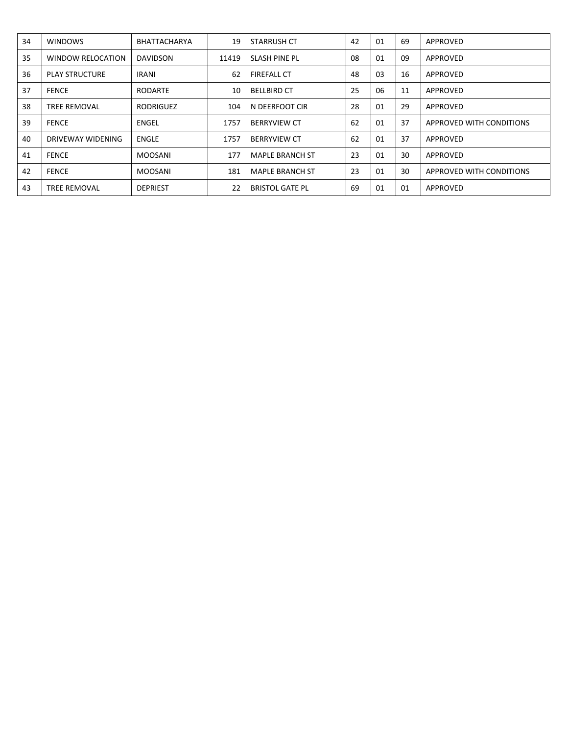| | | | | | | | | |
|---|---|---|---|---|---|---|---|---|
| 34 | WINDOWS | BHATTACHARYA | 19 | STARRUSH CT | 42 | 01 | 69 | APPROVED |
| 35 | WINDOW RELOCATION | DAVIDSON | 11419 | SLASH PINE PL | 08 | 01 | 09 | APPROVED |
| 36 | PLAY STRUCTURE | IRANI | 62 | FIREFALL CT | 48 | 03 | 16 | APPROVED |
| 37 | FENCE | RODARTE | 10 | BELLBIRD CT | 25 | 06 | 11 | APPROVED |
| 38 | TREE REMOVAL | RODRIGUEZ | 104 | N DEERFOOT CIR | 28 | 01 | 29 | APPROVED |
| 39 | FENCE | ENGEL | 1757 | BERRYVIEW CT | 62 | 01 | 37 | APPROVED WITH CONDITIONS |
| 40 | DRIVEWAY WIDENING | ENGLE | 1757 | BERRYVIEW CT | 62 | 01 | 37 | APPROVED |
| 41 | FENCE | MOOSANI | 177 | MAPLE BRANCH ST | 23 | 01 | 30 | APPROVED |
| 42 | FENCE | MOOSANI | 181 | MAPLE BRANCH ST | 23 | 01 | 30 | APPROVED WITH CONDITIONS |
| 43 | TREE REMOVAL | DEPRIEST | 22 | BRISTOL GATE PL | 69 | 01 | 01 | APPROVED |